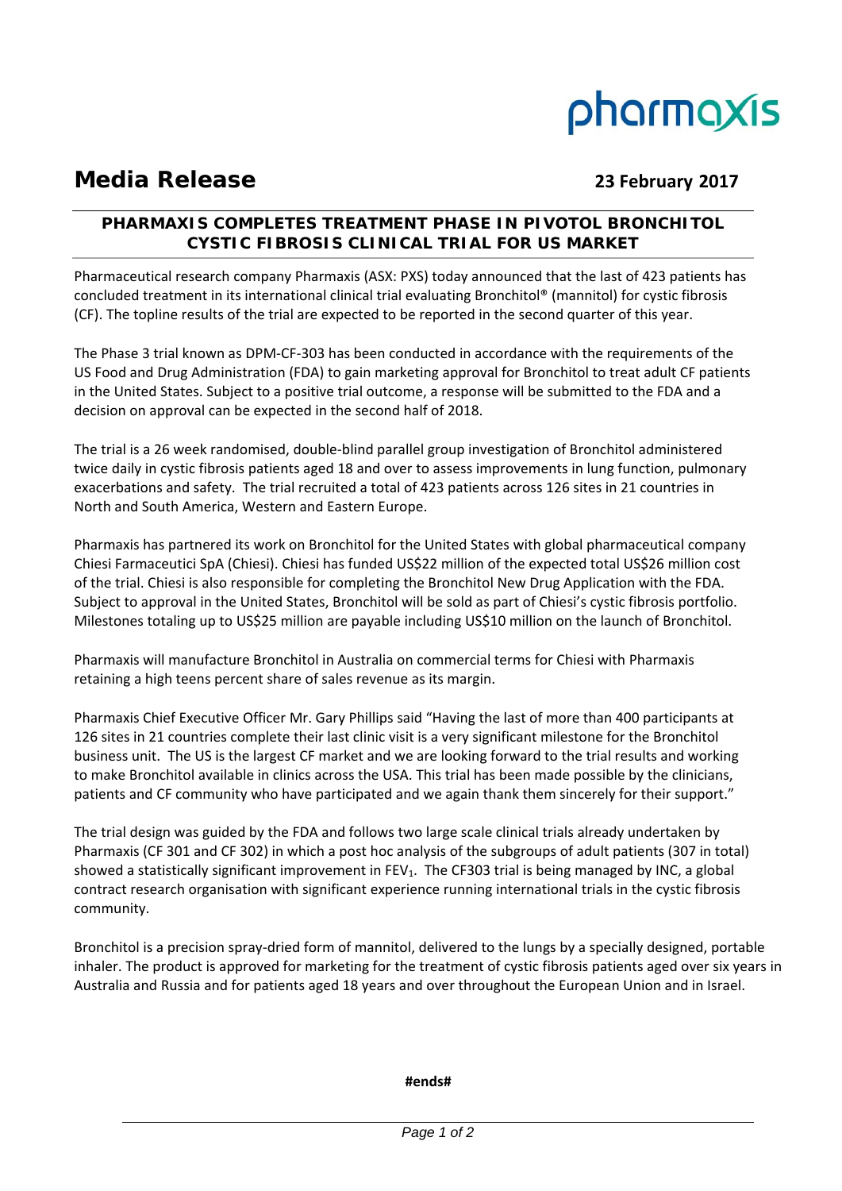pharmaxis

# Media Release

**23 February 2017**

## PHARMAXIS COMPLETES TREATMENT PHASE IN PIVOTOL BRONCHITOL CYSTIC FIBROSIS CLINICAL TRIAL FOR US MARKET

Pharmaceutical research company Pharmaxis (ASX: PXS) today announced that the last of 423 patients has concluded treatment in its international clinical trial evaluating Bronchitol® (mannitol) for cystic fibrosis (CF). The topline results of the trial are expected to be reported in the second quarter of this year.

The Phase 3 trial known as DPM-CF-303 has been conducted in accordance with the requirements of the US Food and Drug Administration (FDA) to gain marketing approval for Bronchitol to treat adult CF patients in the United States. Subject to a positive trial outcome, a response will be submitted to the FDA and a decision on approval can be expected in the second half of 2018.

The trial is a 26 week randomised, double-blind parallel group investigation of Bronchitol administered twice daily in cystic fibrosis patients aged 18 and over to assess improvements in lung function, pulmonary exacerbations and safety. The trial recruited a total of 423 patients across 126 sites in 21 countries in North and South America, Western and Eastern Europe.

Pharmaxis has partnered its work on Bronchitol for the United States with global pharmaceutical company Chiesi Farmaceutici SpA (Chiesi). Chiesi has funded US$22 million of the expected total US$26 million cost of the trial. Chiesi is also responsible for completing the Bronchitol New Drug Application with the FDA. Subject to approval in the United States, Bronchitol will be sold as part of Chiesi's cystic fibrosis portfolio. Milestones totaling up to US$25 million are payable including US$10 million on the launch of Bronchitol.

Pharmaxis will manufacture Bronchitol in Australia on commercial terms for Chiesi with Pharmaxis retaining a high teens percent share of sales revenue as its margin.

Pharmaxis Chief Executive Officer Mr. Gary Phillips said "Having the last of more than 400 participants at 126 sites in 21 countries complete their last clinic visit is a very significant milestone for the Bronchitol business unit. The US is the largest CF market and we are looking forward to the trial results and working to make Bronchitol available in clinics across the USA. This trial has been made possible by the clinicians, patients and CF community who have participated and we again thank them sincerely for their support."

The trial design was guided by the FDA and follows two large scale clinical trials already undertaken by Pharmaxis (CF 301 and CF 302) in which a post hoc analysis of the subgroups of adult patients (307 in total) showed a statistically significant improvement in $FEV_1$. The CF303 trial is being managed by INC, a global contract research organisation with significant experience running international trials in the cystic fibrosis community.

Bronchitol is a precision spray-dried form of mannitol, delivered to the lungs by a specially designed, portable inhaler. The product is approved for marketing for the treatment of cystic fibrosis patients aged over six years in Australia and Russia and for patients aged 18 years and over throughout the European Union and in Israel.

**#ends#**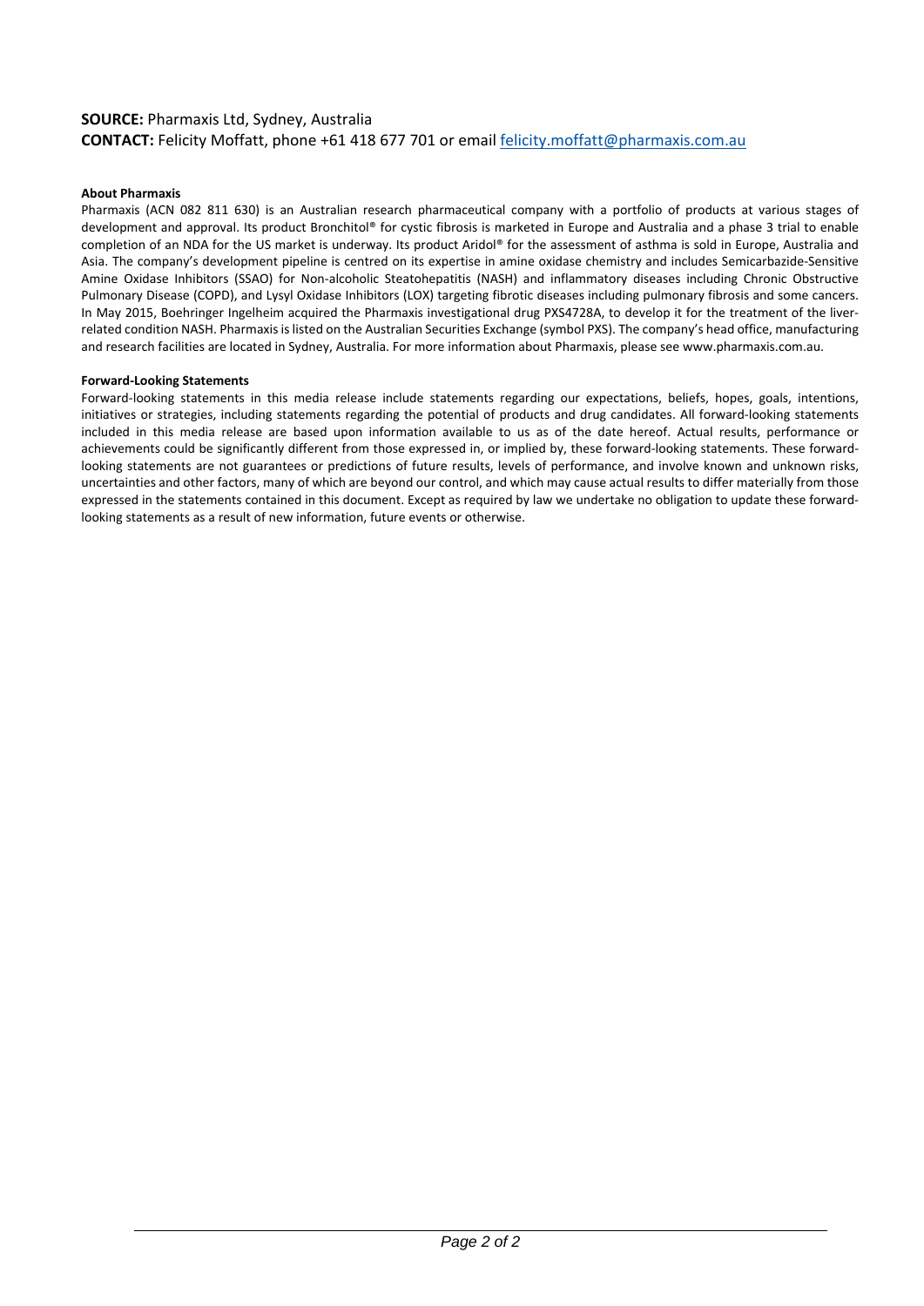**SOURCE:** Pharmaxis Ltd, Sydney, Australia
**CONTACT:** Felicity Moffatt, phone +61 418 677 701 or email felicity.moffatt@pharmaxis.com.au

**About Pharmaxis**

Pharmaxis (ACN 082 811 630) is an Australian research pharmaceutical company with a portfolio of products at various stages of development and approval. Its product Bronchitol® for cystic fibrosis is marketed in Europe and Australia and a phase 3 trial to enable completion of an NDA for the US market is underway. Its product Aridol® for the assessment of asthma is sold in Europe, Australia and Asia. The company's development pipeline is centred on its expertise in amine oxidase chemistry and includes Semicarbazide-Sensitive Amine Oxidase Inhibitors (SSAO) for Non-alcoholic Steatohepatitis (NASH) and inflammatory diseases including Chronic Obstructive Pulmonary Disease (COPD), and Lysyl Oxidase Inhibitors (LOX) targeting fibrotic diseases including pulmonary fibrosis and some cancers. In May 2015, Boehringer Ingelheim acquired the Pharmaxis investigational drug PXS4728A, to develop it for the treatment of the liver-related condition NASH. Pharmaxis is listed on the Australian Securities Exchange (symbol PXS). The company's head office, manufacturing and research facilities are located in Sydney, Australia. For more information about Pharmaxis, please see www.pharmaxis.com.au.

**Forward-Looking Statements**

Forward-looking statements in this media release include statements regarding our expectations, beliefs, hopes, goals, intentions, initiatives or strategies, including statements regarding the potential of products and drug candidates. All forward-looking statements included in this media release are based upon information available to us as of the date hereof. Actual results, performance or achievements could be significantly different from those expressed in, or implied by, these forward-looking statements. These forward-looking statements are not guarantees or predictions of future results, levels of performance, and involve known and unknown risks, uncertainties and other factors, many of which are beyond our control, and which may cause actual results to differ materially from those expressed in the statements contained in this document. Except as required by law we undertake no obligation to update these forward-looking statements as a result of new information, future events or otherwise.